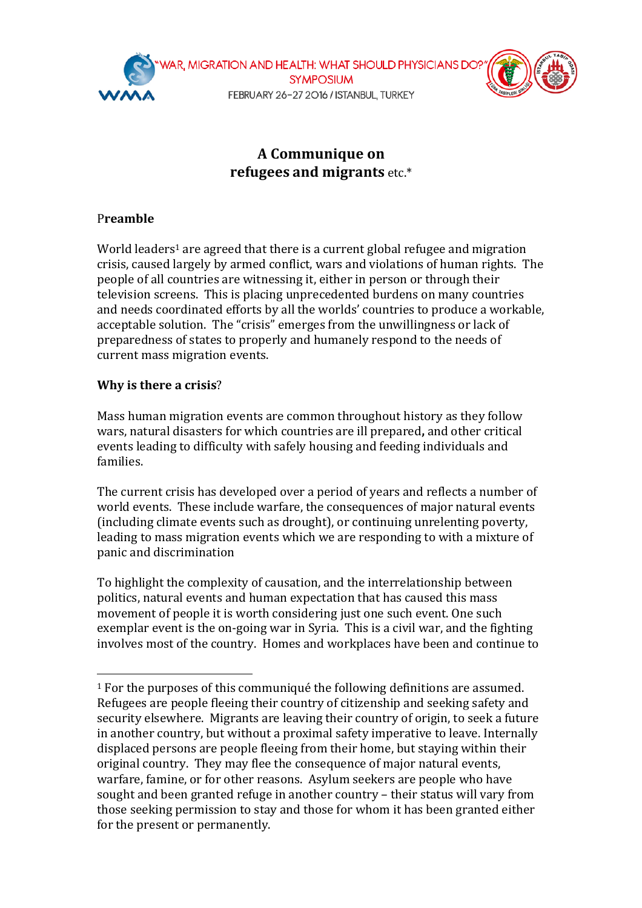# A Communique on refugees and migrants etc.*

## Preamble

World leaders[1] are agreed that there is a current global refugee and migration crisis, caused largely by armed conflict, wars and violations of human rights. The people of all countries are witnessing it, either in person or through their television screens. This is placing unprecedented burdens on many countries and needs coordinated efforts by all the worlds' countries to produce a workable, acceptable solution. The "crisis" emerges from the unwillingness or lack of preparedness of states to properly and humanely respond to the needs of current mass migration events.

## Why is there a crisis?

Mass human migration events are common throughout history as they follow wars, natural disasters for which countries are ill prepared**,** and other critical events leading to difficulty with safely housing and feeding individuals and families.

The current crisis has developed over a period of years and reflects a number of world events. These include warfare, the consequences of major natural events (including climate events such as drought), or continuing unrelenting poverty, leading to mass migration events which we are responding to with a mixture of panic and discrimination

To highlight the complexity of causation, and the interrelationship between politics, natural events and human expectation that has caused this mass movement of people it is worth considering just one such event. One such exemplar event is the on-going war in Syria. This is a civil war, and the fighting involves most of the country. Homes and workplaces have been and continue to

---

[1] For the purposes of this communiqué the following definitions are assumed. Refugees are people fleeing their country of citizenship and seeking safety and security elsewhere. Migrants are leaving their country of origin, to seek a future in another country, but without a proximal safety imperative to leave. Internally displaced persons are people fleeing from their home, but staying within their original country. They may flee the consequence of major natural events, warfare, famine, or for other reasons. Asylum seekers are people who have sought and been granted refuge in another country – their status will vary from those seeking permission to stay and those for whom it has been granted either for the present or permanently.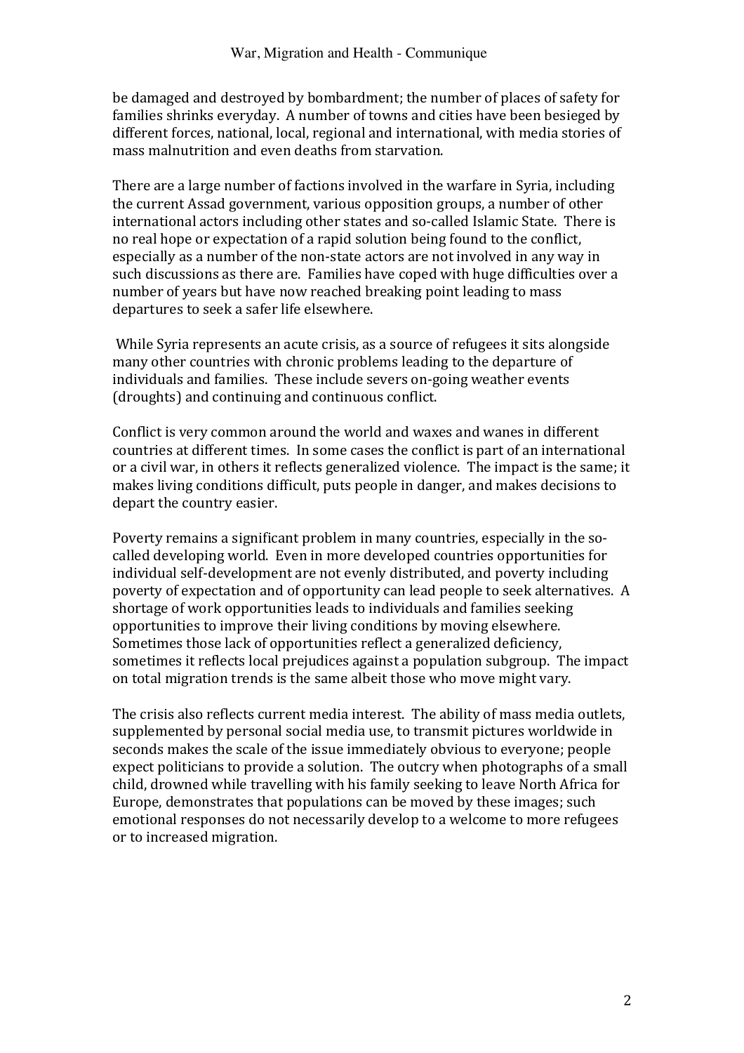be damaged and destroyed by bombardment; the number of places of safety for families shrinks everyday. A number of towns and cities have been besieged by different forces, national, local, regional and international, with media stories of mass malnutrition and even deaths from starvation.

There are a large number of factions involved in the warfare in Syria, including the current Assad government, various opposition groups, a number of other international actors including other states and so-called Islamic State. There is no real hope or expectation of a rapid solution being found to the conflict, especially as a number of the non-state actors are not involved in any way in such discussions as there are. Families have coped with huge difficulties over a number of years but have now reached breaking point leading to mass departures to seek a safer life elsewhere.

While Syria represents an acute crisis, as a source of refugees it sits alongside many other countries with chronic problems leading to the departure of individuals and families. These include severs on-going weather events (droughts) and continuing and continuous conflict.

Conflict is very common around the world and waxes and wanes in different countries at different times. In some cases the conflict is part of an international or a civil war, in others it reflects generalized violence. The impact is the same; it makes living conditions difficult, puts people in danger, and makes decisions to depart the country easier.

Poverty remains a significant problem in many countries, especially in the so-called developing world. Even in more developed countries opportunities for individual self-development are not evenly distributed, and poverty including poverty of expectation and of opportunity can lead people to seek alternatives. A shortage of work opportunities leads to individuals and families seeking opportunities to improve their living conditions by moving elsewhere. Sometimes those lack of opportunities reflect a generalized deficiency, sometimes it reflects local prejudices against a population subgroup. The impact on total migration trends is the same albeit those who move might vary.

The crisis also reflects current media interest. The ability of mass media outlets, supplemented by personal social media use, to transmit pictures worldwide in seconds makes the scale of the issue immediately obvious to everyone; people expect politicians to provide a solution. The outcry when photographs of a small child, drowned while travelling with his family seeking to leave North Africa for Europe, demonstrates that populations can be moved by these images; such emotional responses do not necessarily develop to a welcome to more refugees or to increased migration.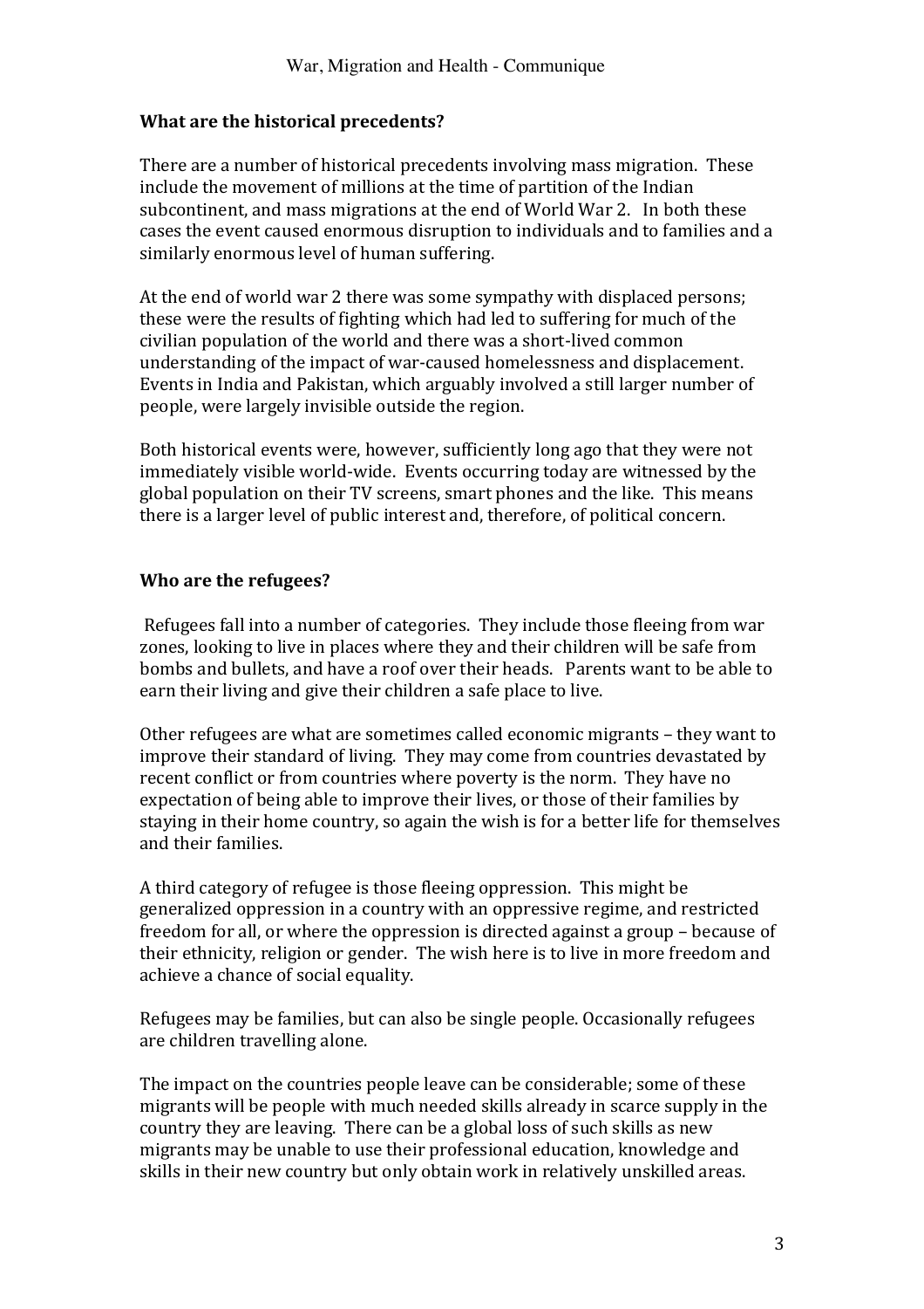**What are the historical precedents?**

There are a number of historical precedents involving mass migration. These include the movement of millions at the time of partition of the Indian subcontinent, and mass migrations at the end of World War 2. In both these cases the event caused enormous disruption to individuals and to families and a similarly enormous level of human suffering.

At the end of world war 2 there was some sympathy with displaced persons; these were the results of fighting which had led to suffering for much of the civilian population of the world and there was a short-lived common understanding of the impact of war-caused homelessness and displacement. Events in India and Pakistan, which arguably involved a still larger number of people, were largely invisible outside the region.

Both historical events were, however, sufficiently long ago that they were not immediately visible world-wide. Events occurring today are witnessed by the global population on their TV screens, smart phones and the like. This means there is a larger level of public interest and, therefore, of political concern.

**Who are the refugees?**

Refugees fall into a number of categories. They include those fleeing from war zones, looking to live in places where they and their children will be safe from bombs and bullets, and have a roof over their heads. Parents want to be able to earn their living and give their children a safe place to live.

Other refugees are what are sometimes called economic migrants – they want to improve their standard of living. They may come from countries devastated by recent conflict or from countries where poverty is the norm. They have no expectation of being able to improve their lives, or those of their families by staying in their home country, so again the wish is for a better life for themselves and their families.

A third category of refugee is those fleeing oppression. This might be generalized oppression in a country with an oppressive regime, and restricted freedom for all, or where the oppression is directed against a group – because of their ethnicity, religion or gender. The wish here is to live in more freedom and achieve a chance of social equality.

Refugees may be families, but can also be single people. Occasionally refugees are children travelling alone.

The impact on the countries people leave can be considerable; some of these migrants will be people with much needed skills already in scarce supply in the country they are leaving. There can be a global loss of such skills as new migrants may be unable to use their professional education, knowledge and skills in their new country but only obtain work in relatively unskilled areas.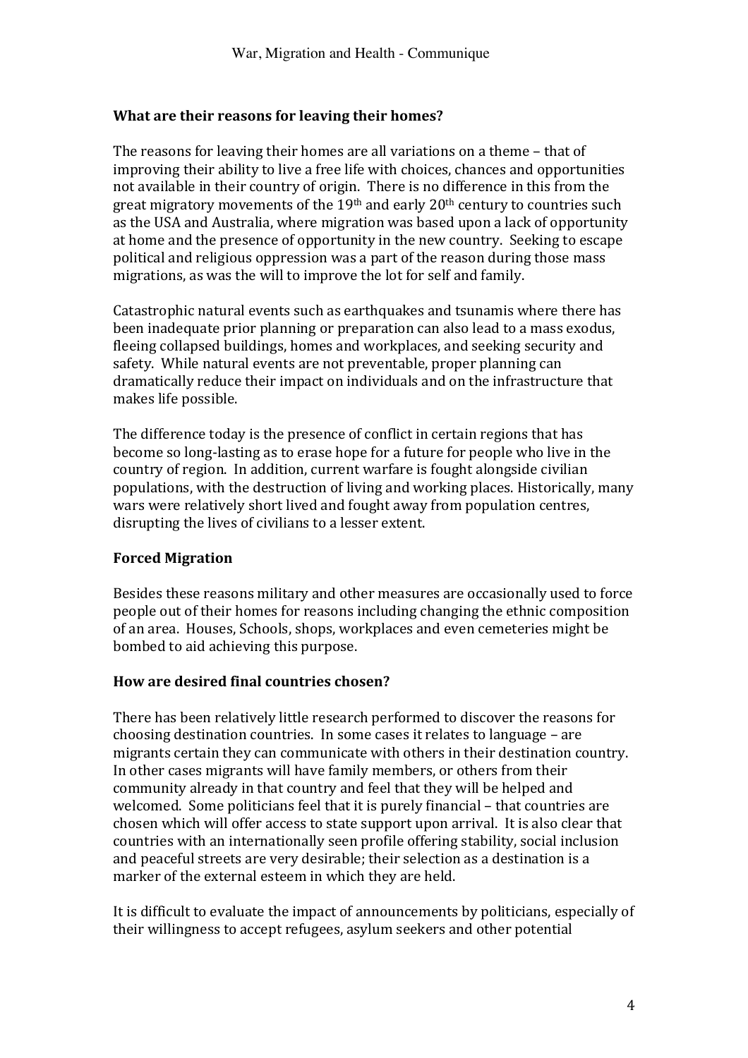**What are their reasons for leaving their homes?**

The reasons for leaving their homes are all variations on a theme – that of improving their ability to live a free life with choices, chances and opportunities not available in their country of origin. There is no difference in this from the great migratory movements of the 19th and early 20th century to countries such as the USA and Australia, where migration was based upon a lack of opportunity at home and the presence of opportunity in the new country. Seeking to escape political and religious oppression was a part of the reason during those mass migrations, as was the will to improve the lot for self and family.

Catastrophic natural events such as earthquakes and tsunamis where there has been inadequate prior planning or preparation can also lead to a mass exodus, fleeing collapsed buildings, homes and workplaces, and seeking security and safety. While natural events are not preventable, proper planning can dramatically reduce their impact on individuals and on the infrastructure that makes life possible.

The difference today is the presence of conflict in certain regions that has become so long-lasting as to erase hope for a future for people who live in the country of region. In addition, current warfare is fought alongside civilian populations, with the destruction of living and working places. Historically, many wars were relatively short lived and fought away from population centres, disrupting the lives of civilians to a lesser extent.

**Forced Migration**

Besides these reasons military and other measures are occasionally used to force people out of their homes for reasons including changing the ethnic composition of an area. Houses, Schools, shops, workplaces and even cemeteries might be bombed to aid achieving this purpose.

**How are desired final countries chosen?**

There has been relatively little research performed to discover the reasons for choosing destination countries. In some cases it relates to language – are migrants certain they can communicate with others in their destination country. In other cases migrants will have family members, or others from their community already in that country and feel that they will be helped and welcomed. Some politicians feel that it is purely financial – that countries are chosen which will offer access to state support upon arrival. It is also clear that countries with an internationally seen profile offering stability, social inclusion and peaceful streets are very desirable; their selection as a destination is a marker of the external esteem in which they are held.

It is difficult to evaluate the impact of announcements by politicians, especially of their willingness to accept refugees, asylum seekers and other potential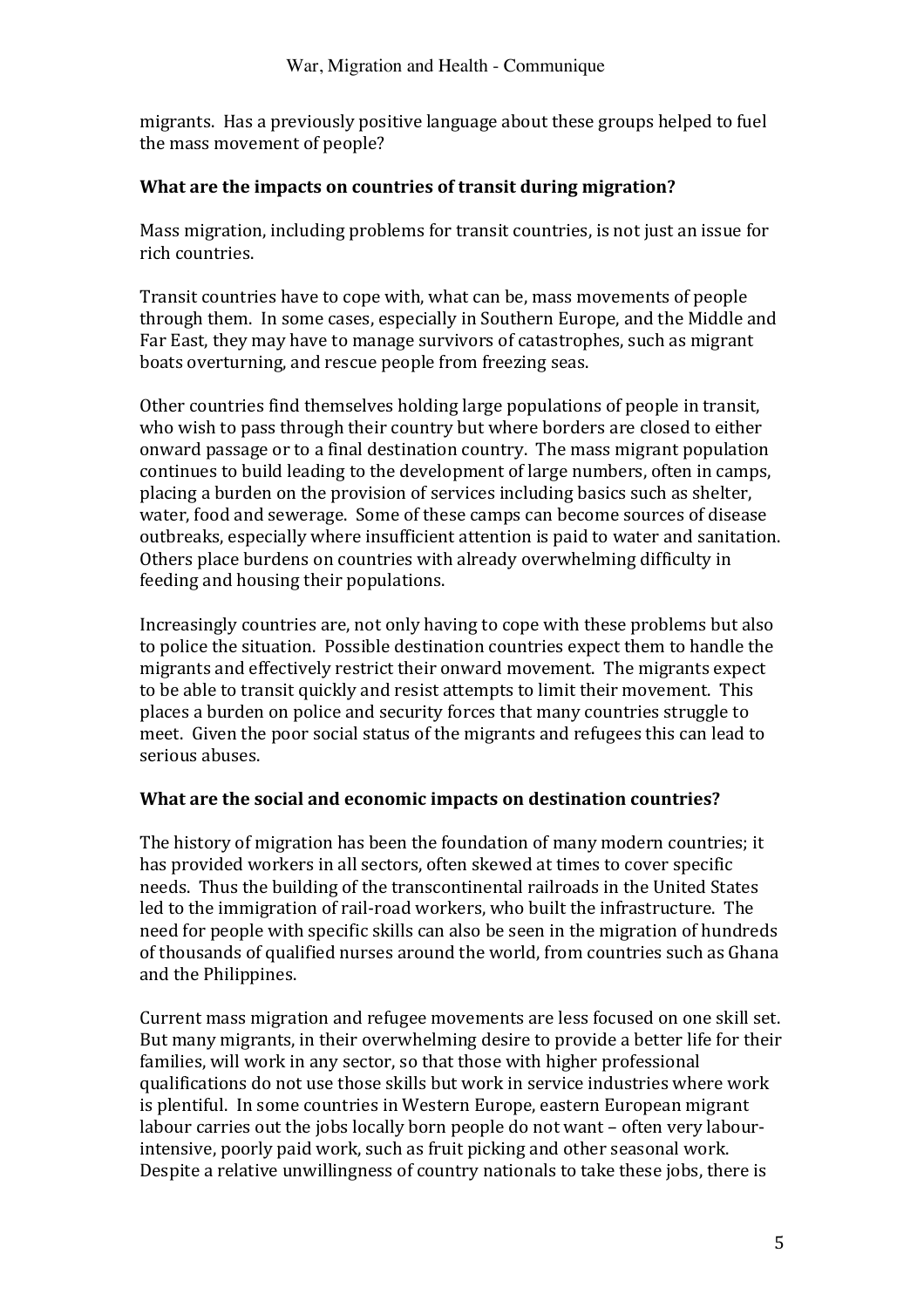migrants. Has a previously positive language about these groups helped to fuel the mass movement of people?

**What are the impacts on countries of transit during migration?**

Mass migration, including problems for transit countries, is not just an issue for rich countries.

Transit countries have to cope with, what can be, mass movements of people through them. In some cases, especially in Southern Europe, and the Middle and Far East, they may have to manage survivors of catastrophes, such as migrant boats overturning, and rescue people from freezing seas.

Other countries find themselves holding large populations of people in transit, who wish to pass through their country but where borders are closed to either onward passage or to a final destination country. The mass migrant population continues to build leading to the development of large numbers, often in camps, placing a burden on the provision of services including basics such as shelter, water, food and sewerage. Some of these camps can become sources of disease outbreaks, especially where insufficient attention is paid to water and sanitation. Others place burdens on countries with already overwhelming difficulty in feeding and housing their populations.

Increasingly countries are, not only having to cope with these problems but also to police the situation. Possible destination countries expect them to handle the migrants and effectively restrict their onward movement. The migrants expect to be able to transit quickly and resist attempts to limit their movement. This places a burden on police and security forces that many countries struggle to meet. Given the poor social status of the migrants and refugees this can lead to serious abuses.

**What are the social and economic impacts on destination countries?**

The history of migration has been the foundation of many modern countries; it has provided workers in all sectors, often skewed at times to cover specific needs. Thus the building of the transcontinental railroads in the United States led to the immigration of rail-road workers, who built the infrastructure. The need for people with specific skills can also be seen in the migration of hundreds of thousands of qualified nurses around the world, from countries such as Ghana and the Philippines.

Current mass migration and refugee movements are less focused on one skill set. But many migrants, in their overwhelming desire to provide a better life for their families, will work in any sector, so that those with higher professional qualifications do not use those skills but work in service industries where work is plentiful. In some countries in Western Europe, eastern European migrant labour carries out the jobs locally born people do not want – often very labour-intensive, poorly paid work, such as fruit picking and other seasonal work. Despite a relative unwillingness of country nationals to take these jobs, there is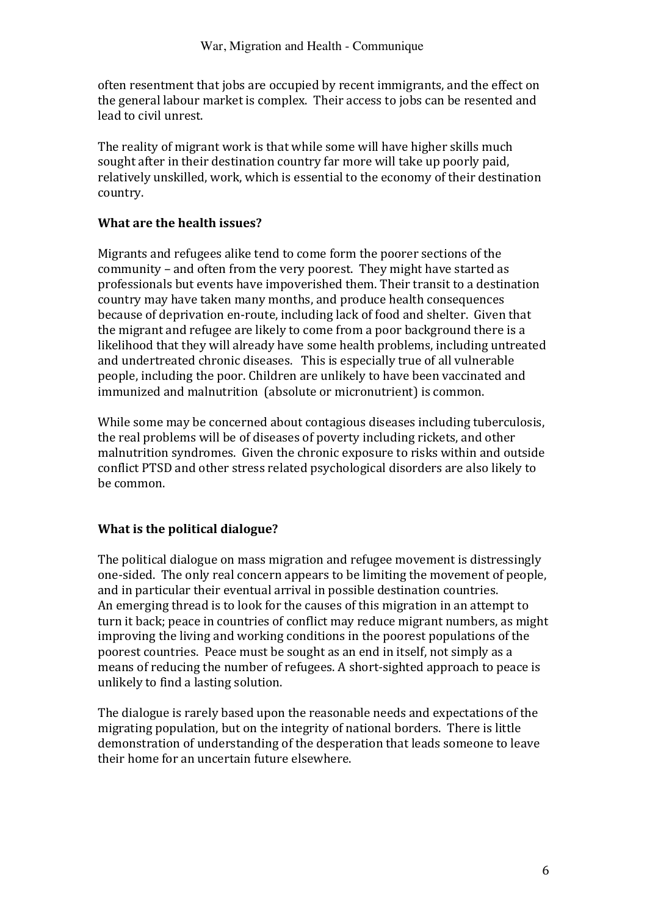often resentment that jobs are occupied by recent immigrants, and the effect on the general labour market is complex. Their access to jobs can be resented and lead to civil unrest.

The reality of migrant work is that while some will have higher skills much sought after in their destination country far more will take up poorly paid, relatively unskilled, work, which is essential to the economy of their destination country.

**What are the health issues?**

Migrants and refugees alike tend to come form the poorer sections of the community – and often from the very poorest. They might have started as professionals but events have impoverished them. Their transit to a destination country may have taken many months, and produce health consequences because of deprivation en-route, including lack of food and shelter. Given that the migrant and refugee are likely to come from a poor background there is a likelihood that they will already have some health problems, including untreated and undertreated chronic diseases. This is especially true of all vulnerable people, including the poor. Children are unlikely to have been vaccinated and immunized and malnutrition (absolute or micronutrient) is common.

While some may be concerned about contagious diseases including tuberculosis, the real problems will be of diseases of poverty including rickets, and other malnutrition syndromes. Given the chronic exposure to risks within and outside conflict PTSD and other stress related psychological disorders are also likely to be common.

**What is the political dialogue?**

The political dialogue on mass migration and refugee movement is distressingly one-sided. The only real concern appears to be limiting the movement of people, and in particular their eventual arrival in possible destination countries. An emerging thread is to look for the causes of this migration in an attempt to turn it back; peace in countries of conflict may reduce migrant numbers, as might improving the living and working conditions in the poorest populations of the poorest countries. Peace must be sought as an end in itself, not simply as a means of reducing the number of refugees. A short-sighted approach to peace is unlikely to find a lasting solution.

The dialogue is rarely based upon the reasonable needs and expectations of the migrating population, but on the integrity of national borders. There is little demonstration of understanding of the desperation that leads someone to leave their home for an uncertain future elsewhere.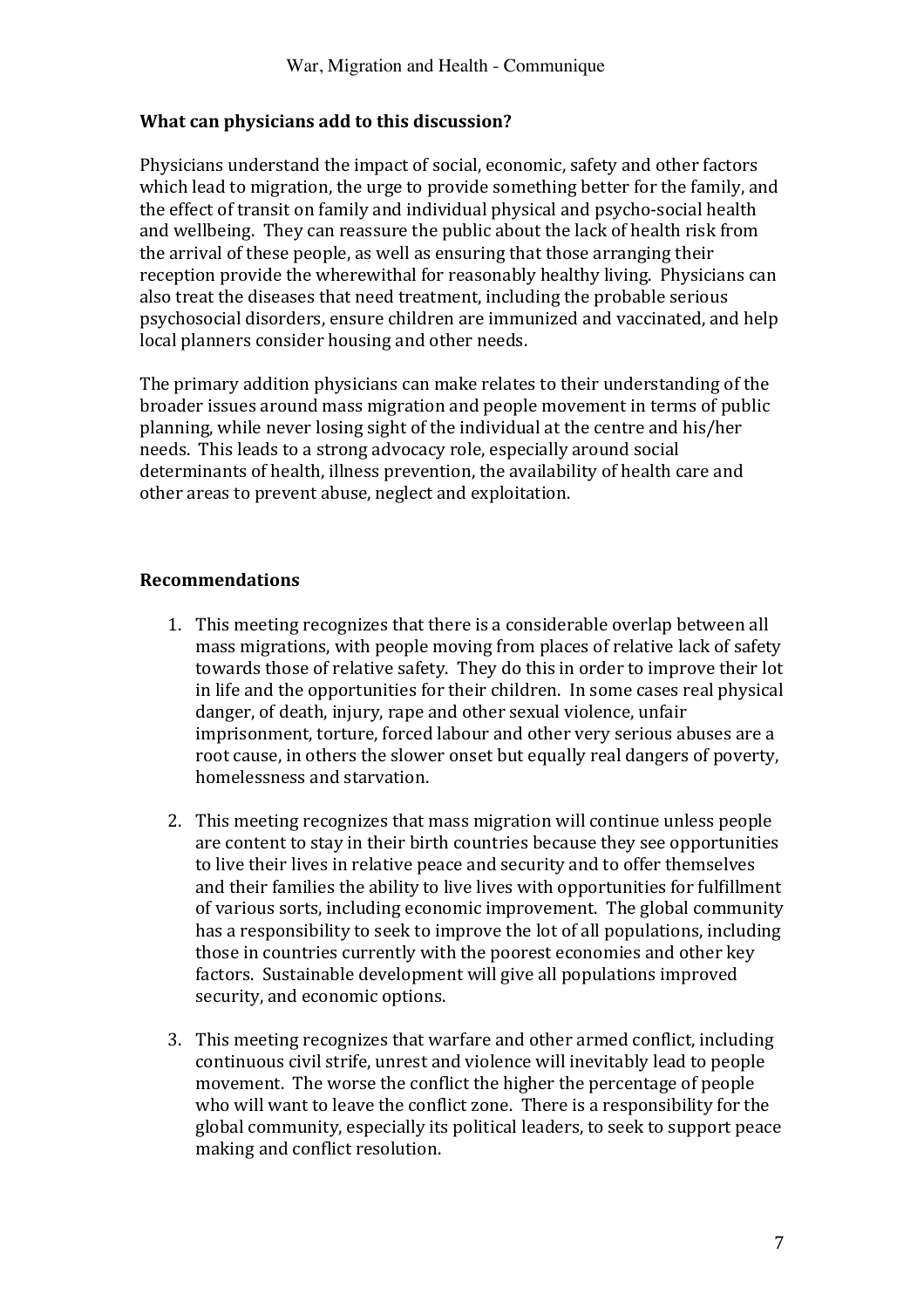### What can physicians add to this discussion?

Physicians understand the impact of social, economic, safety and other factors which lead to migration, the urge to provide something better for the family, and the effect of transit on family and individual physical and psycho-social health and wellbeing. They can reassure the public about the lack of health risk from the arrival of these people, as well as ensuring that those arranging their reception provide the wherewithal for reasonably healthy living. Physicians can also treat the diseases that need treatment, including the probable serious psychosocial disorders, ensure children are immunized and vaccinated, and help local planners consider housing and other needs.

The primary addition physicians can make relates to their understanding of the broader issues around mass migration and people movement in terms of public planning, while never losing sight of the individual at the centre and his/her needs. This leads to a strong advocacy role, especially around social determinants of health, illness prevention, the availability of health care and other areas to prevent abuse, neglect and exploitation.

### Recommendations

1. This meeting recognizes that there is a considerable overlap between all mass migrations, with people moving from places of relative lack of safety towards those of relative safety. They do this in order to improve their lot in life and the opportunities for their children. In some cases real physical danger, of death, injury, rape and other sexual violence, unfair imprisonment, torture, forced labour and other very serious abuses are a root cause, in others the slower onset but equally real dangers of poverty, homelessness and starvation.

2. This meeting recognizes that mass migration will continue unless people are content to stay in their birth countries because they see opportunities to live their lives in relative peace and security and to offer themselves and their families the ability to live lives with opportunities for fulfillment of various sorts, including economic improvement. The global community has a responsibility to seek to improve the lot of all populations, including those in countries currently with the poorest economies and other key factors. Sustainable development will give all populations improved security, and economic options.

3. This meeting recognizes that warfare and other armed conflict, including continuous civil strife, unrest and violence will inevitably lead to people movement. The worse the conflict the higher the percentage of people who will want to leave the conflict zone. There is a responsibility for the global community, especially its political leaders, to seek to support peace making and conflict resolution.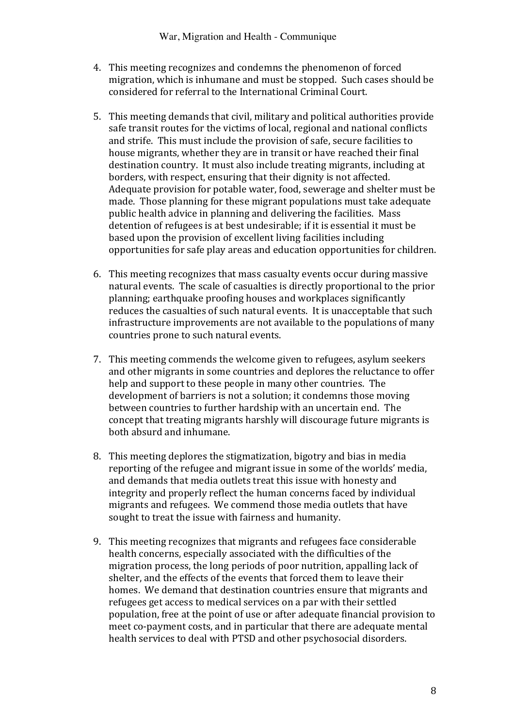4. This meeting recognizes and condemns the phenomenon of forced migration, which is inhumane and must be stopped. Such cases should be considered for referral to the International Criminal Court.

5. This meeting demands that civil, military and political authorities provide safe transit routes for the victims of local, regional and national conflicts and strife. This must include the provision of safe, secure facilities to house migrants, whether they are in transit or have reached their final destination country. It must also include treating migrants, including at borders, with respect, ensuring that their dignity is not affected. Adequate provision for potable water, food, sewerage and shelter must be made. Those planning for these migrant populations must take adequate public health advice in planning and delivering the facilities. Mass detention of refugees is at best undesirable; if it is essential it must be based upon the provision of excellent living facilities including opportunities for safe play areas and education opportunities for children.

6. This meeting recognizes that mass casualty events occur during massive natural events. The scale of casualties is directly proportional to the prior planning; earthquake proofing houses and workplaces significantly reduces the casualties of such natural events. It is unacceptable that such infrastructure improvements are not available to the populations of many countries prone to such natural events.

7. This meeting commends the welcome given to refugees, asylum seekers and other migrants in some countries and deplores the reluctance to offer help and support to these people in many other countries. The development of barriers is not a solution; it condemns those moving between countries to further hardship with an uncertain end. The concept that treating migrants harshly will discourage future migrants is both absurd and inhumane.

8. This meeting deplores the stigmatization, bigotry and bias in media reporting of the refugee and migrant issue in some of the worlds' media, and demands that media outlets treat this issue with honesty and integrity and properly reflect the human concerns faced by individual migrants and refugees. We commend those media outlets that have sought to treat the issue with fairness and humanity.

9. This meeting recognizes that migrants and refugees face considerable health concerns, especially associated with the difficulties of the migration process, the long periods of poor nutrition, appalling lack of shelter, and the effects of the events that forced them to leave their homes. We demand that destination countries ensure that migrants and refugees get access to medical services on a par with their settled population, free at the point of use or after adequate financial provision to meet co-payment costs, and in particular that there are adequate mental health services to deal with PTSD and other psychosocial disorders.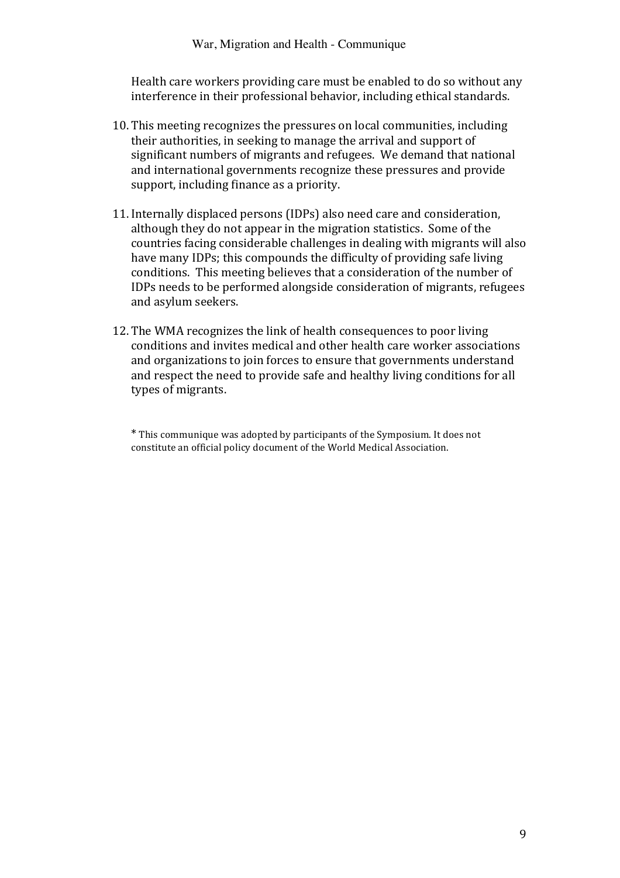Health care workers providing care must be enabled to do so without any interference in their professional behavior, including ethical standards.

10. This meeting recognizes the pressures on local communities, including their authorities, in seeking to manage the arrival and support of significant numbers of migrants and refugees. We demand that national and international governments recognize these pressures and provide support, including finance as a priority.

11. Internally displaced persons (IDPs) also need care and consideration, although they do not appear in the migration statistics. Some of the countries facing considerable challenges in dealing with migrants will also have many IDPs; this compounds the difficulty of providing safe living conditions. This meeting believes that a consideration of the number of IDPs needs to be performed alongside consideration of migrants, refugees and asylum seekers.

12. The WMA recognizes the link of health consequences to poor living conditions and invites medical and other health care worker associations and organizations to join forces to ensure that governments understand and respect the need to provide safe and healthy living conditions for all types of migrants.

* This communique was adopted by participants of the Symposium. It does not constitute an official policy document of the World Medical Association.